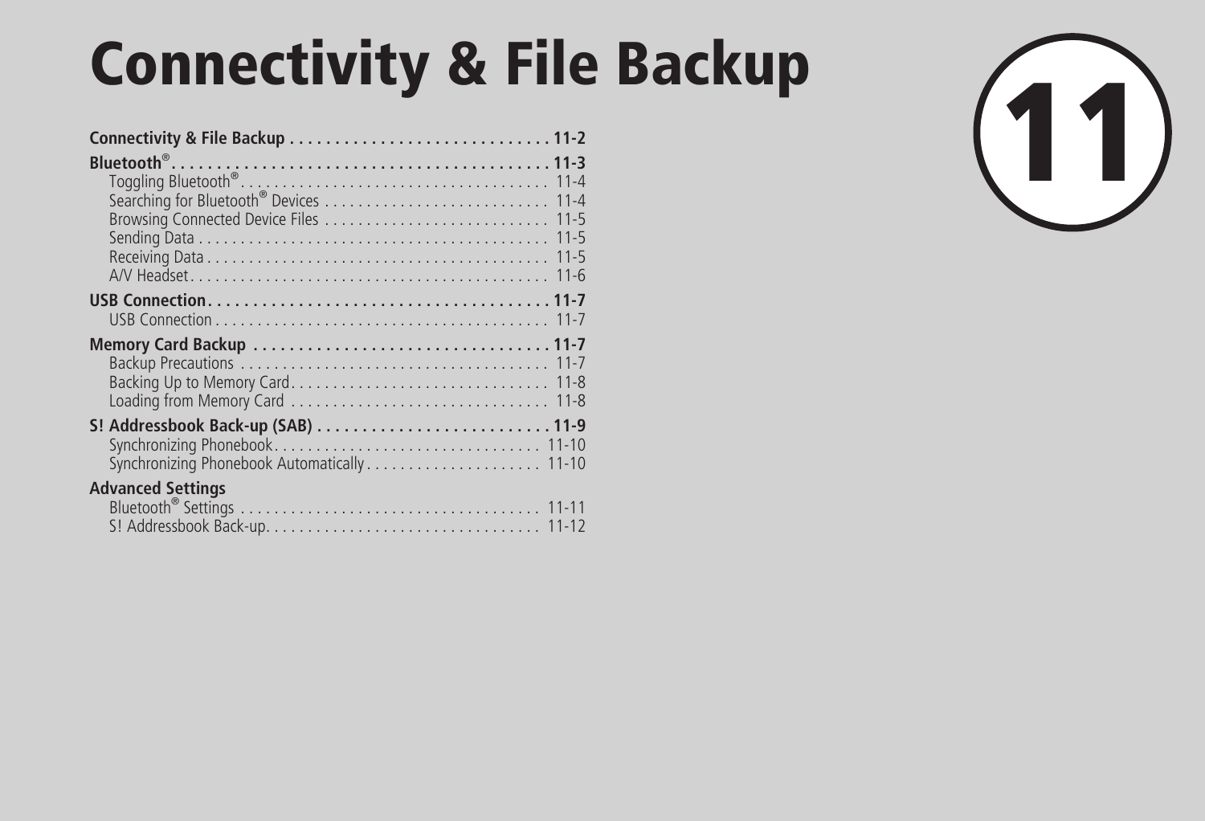# Connectivity & File Backup

11

**Connectivity & File Backup** . . . . . . . . . . . . . . . . . . . . . . . . . . . . . **11-2**

**Bluetooth®** . . . . . . . . . . . . . . . . . . . . . . . . . . . . . . . . . . . . . . . . . . **11-3**
- Toggling Bluetooth® . . . . . . . . . . . . . . . . . . . . . . . . . . . . . . . . . . . . 11-4
- Searching for Bluetooth® Devices . . . . . . . . . . . . . . . . . . . . . . . . . . . 11-4
- Browsing Connected Device Files . . . . . . . . . . . . . . . . . . . . . . . . . . . 11-5
- Sending Data . . . . . . . . . . . . . . . . . . . . . . . . . . . . . . . . . . . . . . . . . 11-5
- Receiving Data . . . . . . . . . . . . . . . . . . . . . . . . . . . . . . . . . . . . . . . . 11-5
- A/V Headset . . . . . . . . . . . . . . . . . . . . . . . . . . . . . . . . . . . . . . . . . . 11-6

**USB Connection** . . . . . . . . . . . . . . . . . . . . . . . . . . . . . . . . . . . . . . **11-7**
- USB Connection . . . . . . . . . . . . . . . . . . . . . . . . . . . . . . . . . . . . . . . 11-7

**Memory Card Backup** . . . . . . . . . . . . . . . . . . . . . . . . . . . . . . . . . **11-7**
- Backup Precautions . . . . . . . . . . . . . . . . . . . . . . . . . . . . . . . . . . . . 11-7
- Backing Up to Memory Card . . . . . . . . . . . . . . . . . . . . . . . . . . . . . . 11-8
- Loading from Memory Card . . . . . . . . . . . . . . . . . . . . . . . . . . . . . . 11-8

**S! Addressbook Back-up (SAB)** . . . . . . . . . . . . . . . . . . . . . . . . . . **11-9**
- Synchronizing Phonebook . . . . . . . . . . . . . . . . . . . . . . . . . . . . . . . 11-10
- Synchronizing Phonebook Automatically . . . . . . . . . . . . . . . . . . . . 11-10

**Advanced Settings**
- Bluetooth® Settings . . . . . . . . . . . . . . . . . . . . . . . . . . . . . . . . . . . 11-11
- S! Addressbook Back-up . . . . . . . . . . . . . . . . . . . . . . . . . . . . . . . . 11-12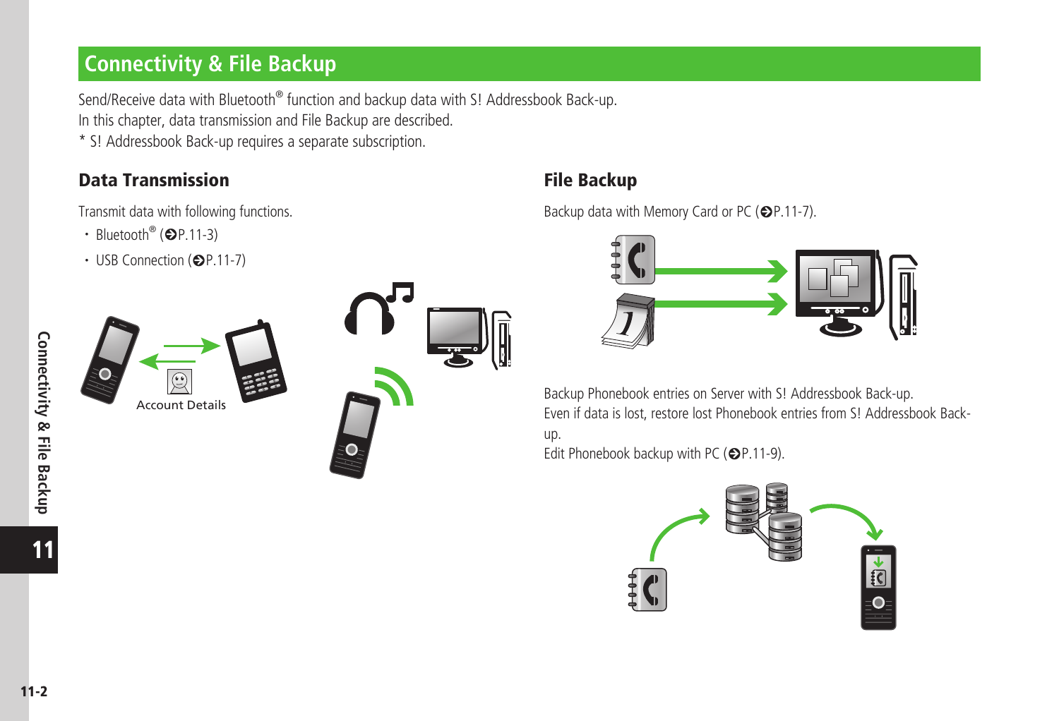# Connectivity & File Backup

Send/Receive data with Bluetooth® function and backup data with S! Addressbook Back-up.
In this chapter, data transmission and File Backup are described.
* S! Addressbook Back-up requires a separate subscription.

## Data Transmission

Transmit data with following functions.

- Bluetooth® (➔P.11-3)
- USB Connection (➔P.11-7)

Account Details

## File Backup

Backup data with Memory Card or PC (➔P.11-7).

Backup Phonebook entries on Server with S! Addressbook Back-up.
Even if data is lost, restore lost Phonebook entries from S! Addressbook Back-up.
Edit Phonebook backup with PC (➔P.11-9).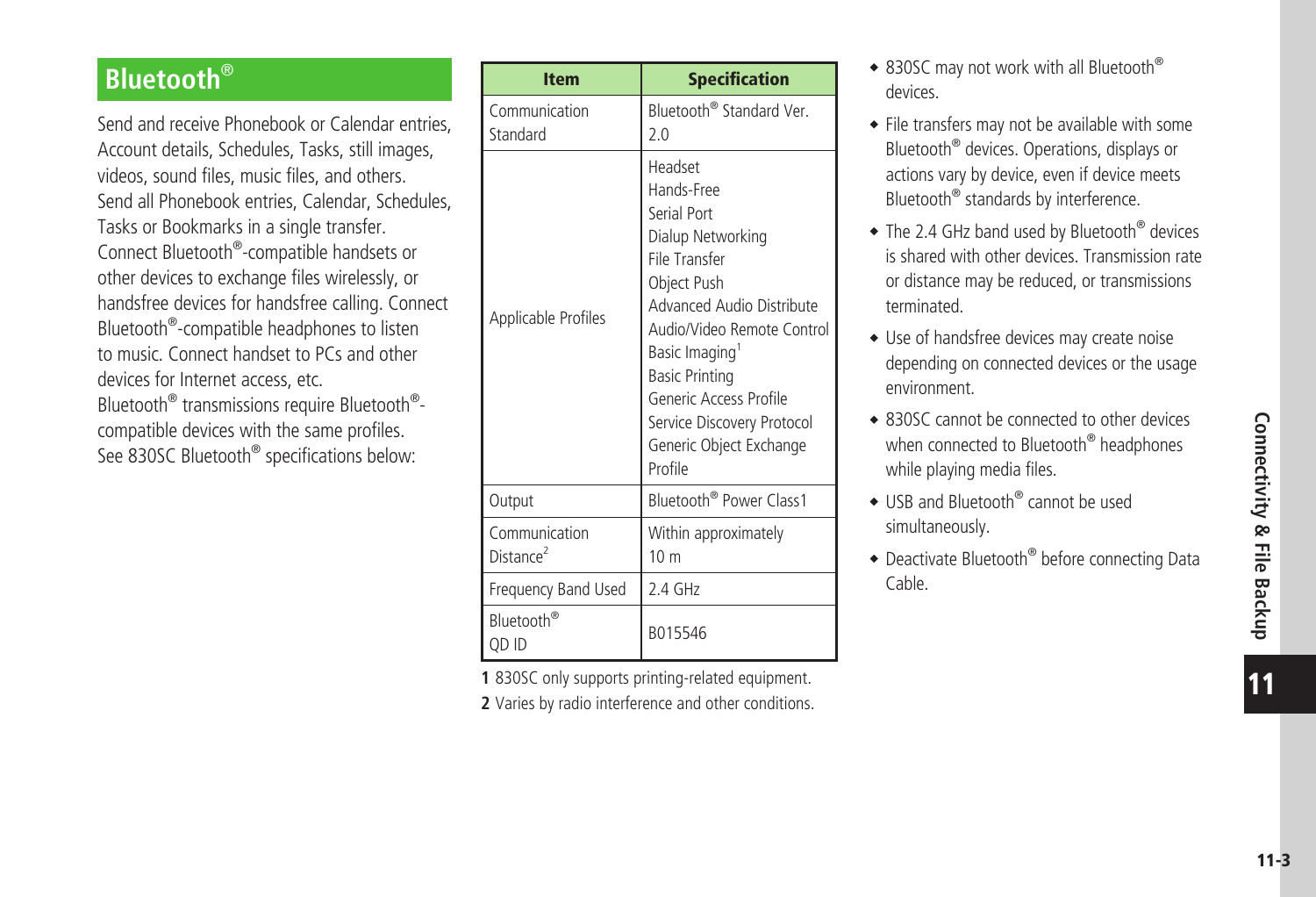## Bluetooth®

Send and receive Phonebook or Calendar entries, Account details, Schedules, Tasks, still images, videos, sound files, music files, and others. Send all Phonebook entries, Calendar, Schedules, Tasks or Bookmarks in a single transfer. Connect Bluetooth®-compatible handsets or other devices to exchange files wirelessly, or handsfree devices for handsfree calling. Connect Bluetooth®-compatible headphones to listen to music. Connect handset to PCs and other devices for Internet access, etc.

Bluetooth® transmissions require Bluetooth®-compatible devices with the same profiles.

See 830SC Bluetooth® specifications below:

| Item | Specification |
|---|---|
| Communication Standard | Bluetooth® Standard Ver. 2.0 |
| Applicable Profiles | Headset<br>Hands-Free<br>Serial Port<br>Dialup Networking<br>File Transfer<br>Object Push<br>Advanced Audio Distribute<br>Audio/Video Remote Control<br>Basic Imaging[1]<br>Basic Printing<br>Generic Access Profile<br>Service Discovery Protocol<br>Generic Object Exchange Profile |
| Output | Bluetooth® Power Class1 |
| Communication Distance[2] | Within approximately 10 m |
| Frequency Band Used | 2.4 GHz |
| Bluetooth® QD ID | B015546 |

**1** 830SC only supports printing-related equipment.

**2** Varies by radio interference and other conditions.

- 830SC may not work with all Bluetooth® devices.
- File transfers may not be available with some Bluetooth® devices. Operations, displays or actions vary by device, even if device meets Bluetooth® standards by interference.
- The 2.4 GHz band used by Bluetooth® devices is shared with other devices. Transmission rate or distance may be reduced, or transmissions terminated.
- Use of handsfree devices may create noise depending on connected devices or the usage environment.
- 830SC cannot be connected to other devices when connected to Bluetooth® headphones while playing media files.
- USB and Bluetooth® cannot be used simultaneously.
- Deactivate Bluetooth® before connecting Data Cable.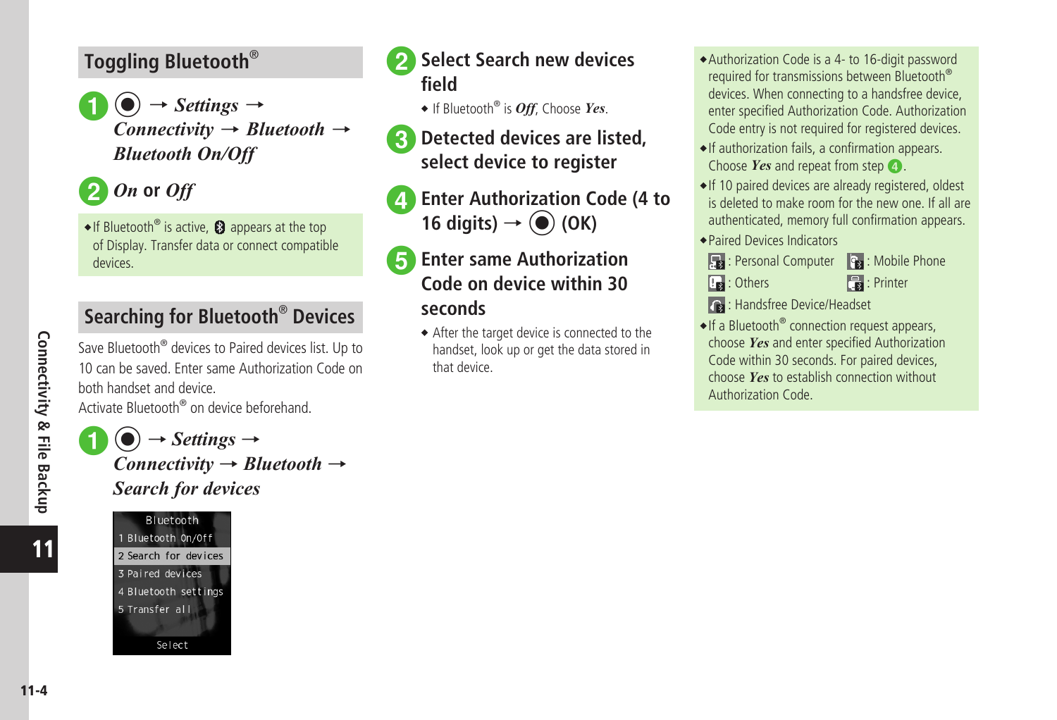## Toggling Bluetooth®

**1** ● → *Settings* → *Connectivity* → *Bluetooth* → *Bluetooth On/Off*

**2** *On* or *Off*

- If Bluetooth® is active, Bluetooth icon appears at the top of Display. Transfer data or connect compatible devices.

## Searching for Bluetooth® Devices

Save Bluetooth® devices to Paired devices list. Up to 10 can be saved. Enter same Authorization Code on both handset and device.
Activate Bluetooth® on device beforehand.

**1** ● → *Settings* → *Connectivity* → *Bluetooth* → *Search for devices*

```
Bluetooth
1 Bluetooth On/Off
2 Search for devices
3 Paired devices
4 Bluetooth settings
5 Transfer all
Select
```

**2** **Select Search new devices field**

- If Bluetooth® is *Off*, Choose *Yes*.

**3** **Detected devices are listed, select device to register**

**4** **Enter Authorization Code (4 to 16 digits) → ● (OK)**

**5** **Enter same Authorization Code on device within 30 seconds**

- After the target device is connected to the handset, look up or get the data stored in that device.

---

- Authorization Code is a 4- to 16-digit password required for transmissions between Bluetooth® devices. When connecting to a handsfree device, enter specified Authorization Code. Authorization Code entry is not required for registered devices.
- If authorization fails, a confirmation appears. Choose *Yes* and repeat from step 4.
- If 10 paired devices are already registered, oldest is deleted to make room for the new one. If all are authenticated, memory full confirmation appears.
- Paired Devices Indicators
  - : Personal Computer
  - : Mobile Phone
  - : Others
  - : Printer
  - : Handsfree Device/Headset
- If a Bluetooth® connection request appears, choose *Yes* and enter specified Authorization Code within 30 seconds. For paired devices, choose *Yes* to establish connection without Authorization Code.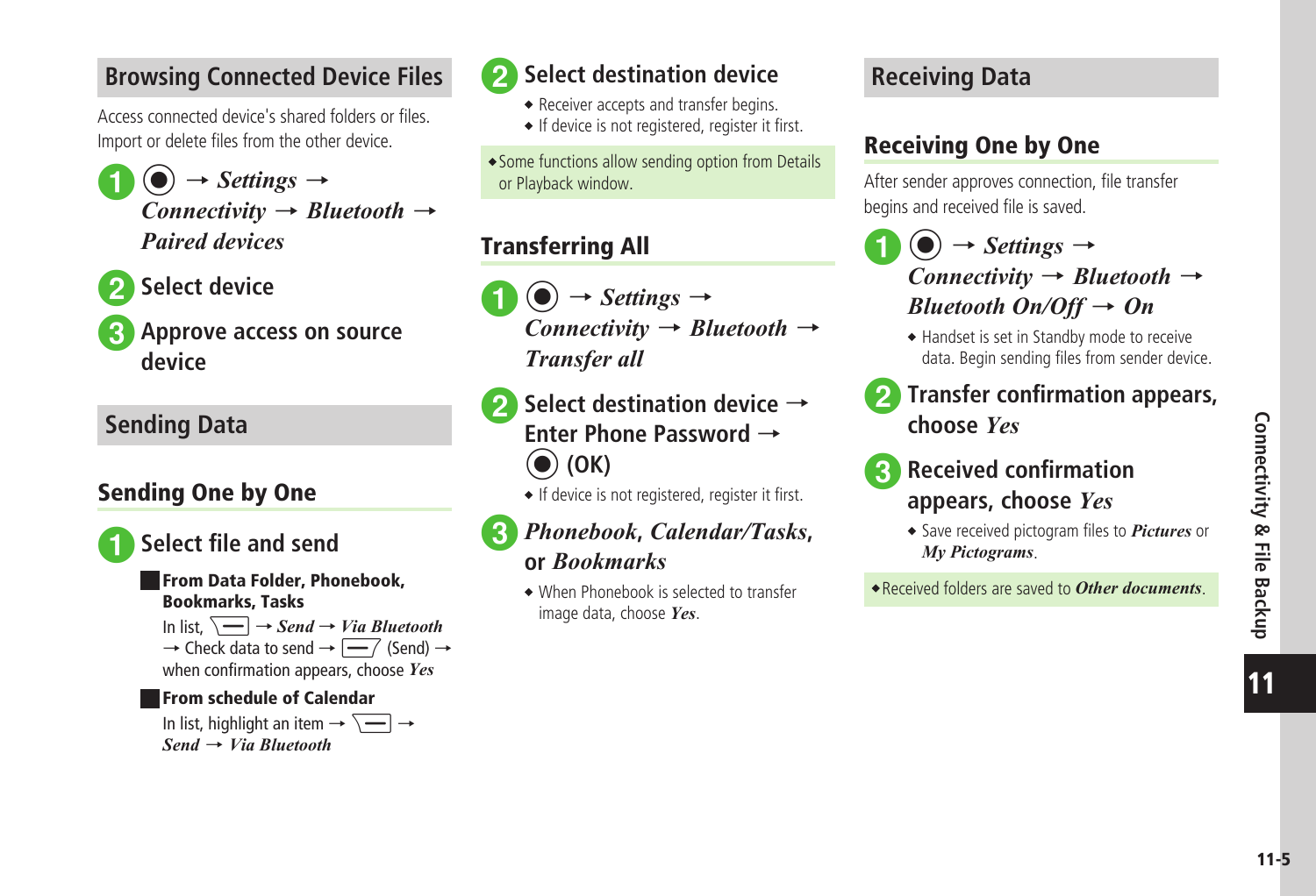## Browsing Connected Device Files

Access connected device's shared folders or files. Import or delete files from the other device.

1. ◉ → *Settings* → *Connectivity* → *Bluetooth* → *Paired devices*
2. **Select device**
3. **Approve access on source device**

## Sending Data

### Sending One by One

1. **Select file and send**

   **From Data Folder, Phonebook, Bookmarks, Tasks**

   In list, [menu] → *Send* → *Via Bluetooth* → Check data to send → [menu] (Send) → when confirmation appears, choose *Yes*

   **From schedule of Calendar**

   In list, highlight an item → [menu] → *Send* → *Via Bluetooth*

2. **Select destination device**
   - Receiver accepts and transfer begins.
   - If device is not registered, register it first.

- Some functions allow sending option from Details or Playback window.

### Transferring All

1. ◉ → *Settings* → *Connectivity* → *Bluetooth* → *Transfer all*
2. **Select destination device → Enter Phone Password → ◉ (OK)**
   - If device is not registered, register it first.
3. ***Phonebook*, *Calendar/Tasks*, or *Bookmarks***
   - When Phonebook is selected to transfer image data, choose *Yes*.

## Receiving Data

### Receiving One by One

After sender approves connection, file transfer begins and received file is saved.

1. ◉ → *Settings* → *Connectivity* → *Bluetooth* → *Bluetooth On/Off* → *On*
   - Handset is set in Standby mode to receive data. Begin sending files from sender device.
2. **Transfer confirmation appears, choose *Yes***
3. **Received confirmation appears, choose *Yes***
   - Save received pictogram files to *Pictures* or *My Pictograms*.

- Received folders are saved to *Other documents*.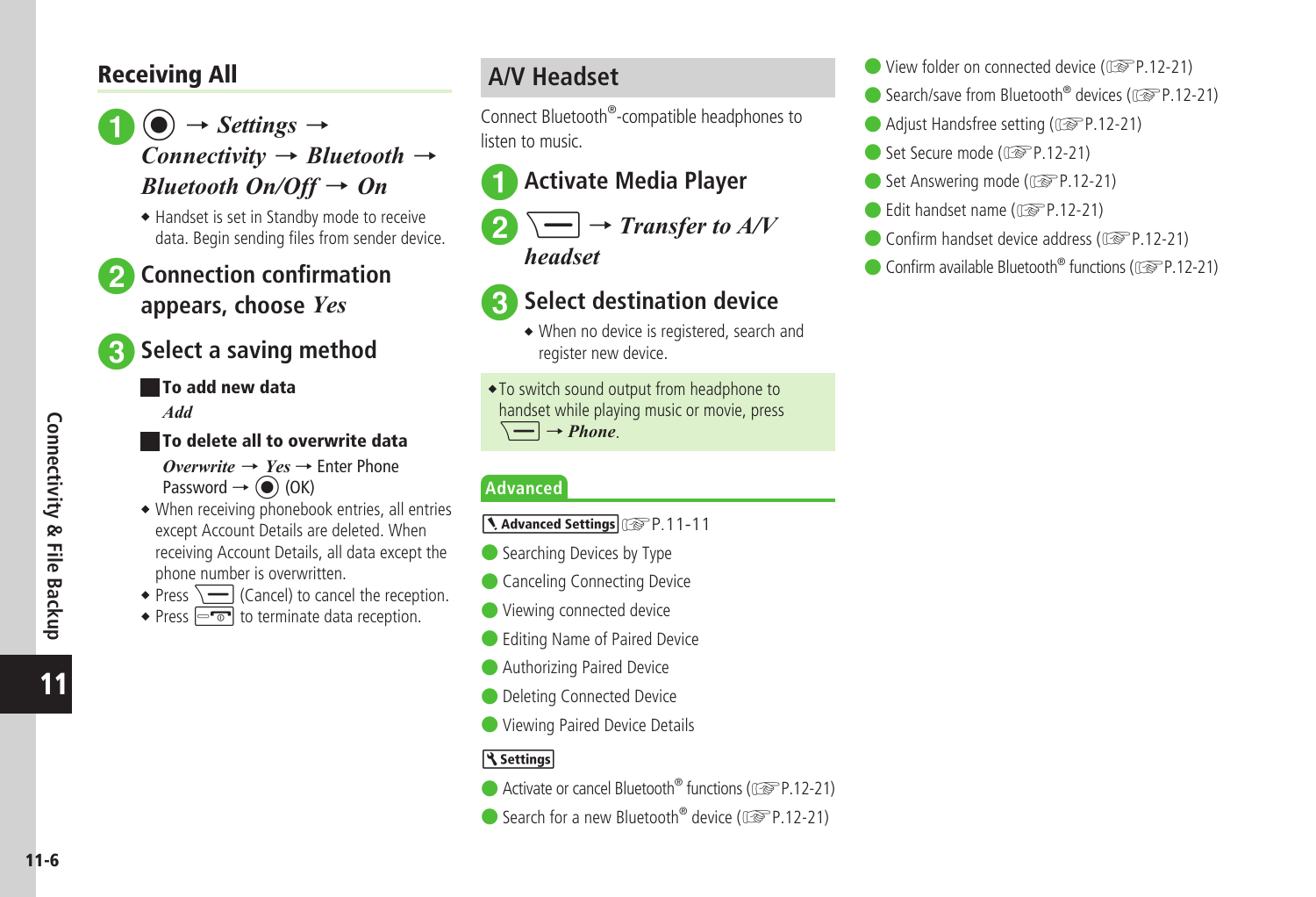## Receiving All

**1** ● → *Settings* → *Connectivity* → *Bluetooth* → *Bluetooth On/Off* → *On*

- Handset is set in Standby mode to receive data. Begin sending files from sender device.

**2** **Connection confirmation appears, choose *Yes***

**3** **Select a saving method**

**To add new data**

*Add*

**To delete all to overwrite data**

*Overwrite* → *Yes* → Enter Phone Password → ● (OK)

- When receiving phonebook entries, all entries except Account Details are deleted. When receiving Account Details, all data except the phone number is overwritten.
- Press (Cancel) to cancel the reception.
- Press to terminate data reception.

## A/V Headset

Connect Bluetooth®-compatible headphones to listen to music.

**1** **Activate Media Player**

**2** → *Transfer to A/V headset*

**3** **Select destination device**

- When no device is registered, search and register new device.

- To switch sound output from headphone to handset while playing music or movie, press → *Phone*.

**Advanced**

**Advanced Settings** P.11-11

- Searching Devices by Type
- Canceling Connecting Device
- Viewing connected device
- Editing Name of Paired Device
- Authorizing Paired Device
- Deleting Connected Device
- Viewing Paired Device Details

**Settings**

- Activate or cancel Bluetooth® functions (P.12-21)
- Search for a new Bluetooth® device (P.12-21)
- View folder on connected device (P.12-21)
- Search/save from Bluetooth® devices (P.12-21)
- Adjust Handsfree setting (P.12-21)
- Set Secure mode (P.12-21)
- Set Answering mode (P.12-21)
- Edit handset name (P.12-21)
- Confirm handset device address (P.12-21)
- Confirm available Bluetooth® functions (P.12-21)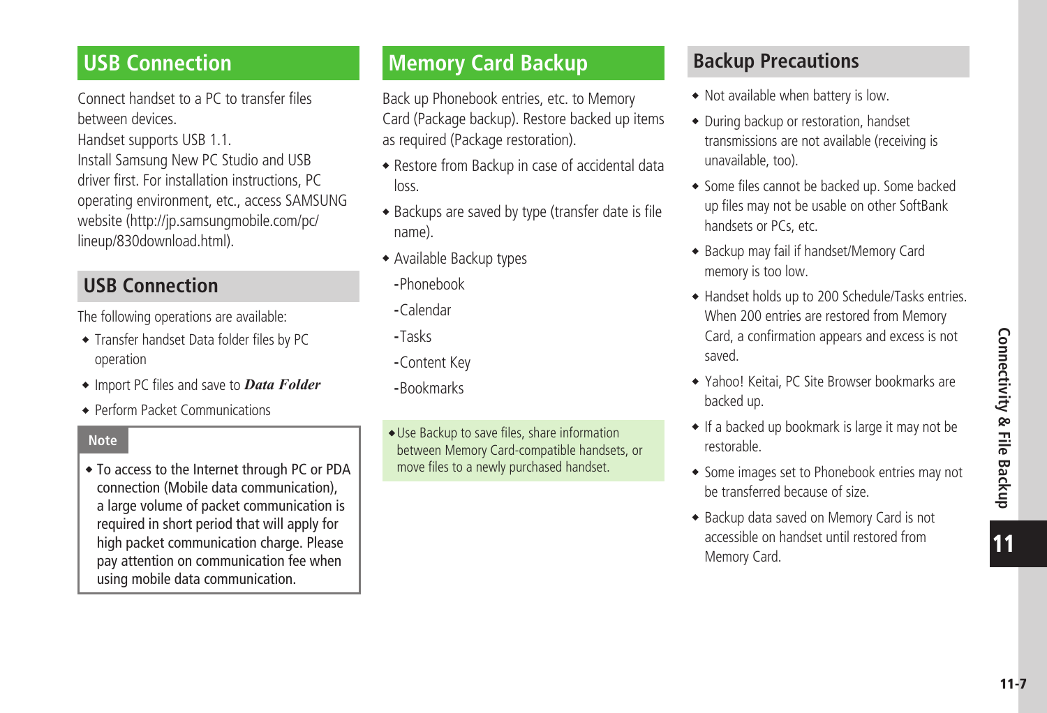## USB Connection

Connect handset to a PC to transfer files between devices.
Handset supports USB 1.1.
Install Samsung New PC Studio and USB driver first. For installation instructions, PC operating environment, etc., access SAMSUNG website (http://jp.samsungmobile.com/pc/lineup/830download.html).

### USB Connection

The following operations are available:

- Transfer handset Data folder files by PC operation
- Import PC files and save to ***Data Folder***
- Perform Packet Communications

**Note**

- To access to the Internet through PC or PDA connection (Mobile data communication), a large volume of packet communication is required in short period that will apply for high packet communication charge. Please pay attention on communication fee when using mobile data communication.

## Memory Card Backup

Back up Phonebook entries, etc. to Memory Card (Package backup). Restore backed up items as required (Package restoration).

- Restore from Backup in case of accidental data loss.
- Backups are saved by type (transfer date is file name).
- Available Backup types
  - Phonebook
  - Calendar
  - Tasks
  - Content Key
  - Bookmarks

- Use Backup to save files, share information between Memory Card-compatible handsets, or move files to a newly purchased handset.

### Backup Precautions

- Not available when battery is low.
- During backup or restoration, handset transmissions are not available (receiving is unavailable, too).
- Some files cannot be backed up. Some backed up files may not be usable on other SoftBank handsets or PCs, etc.
- Backup may fail if handset/Memory Card memory is too low.
- Handset holds up to 200 Schedule/Tasks entries. When 200 entries are restored from Memory Card, a confirmation appears and excess is not saved.
- Yahoo! Keitai, PC Site Browser bookmarks are backed up.
- If a backed up bookmark is large it may not be restorable.
- Some images set to Phonebook entries may not be transferred because of size.
- Backup data saved on Memory Card is not accessible on handset until restored from Memory Card.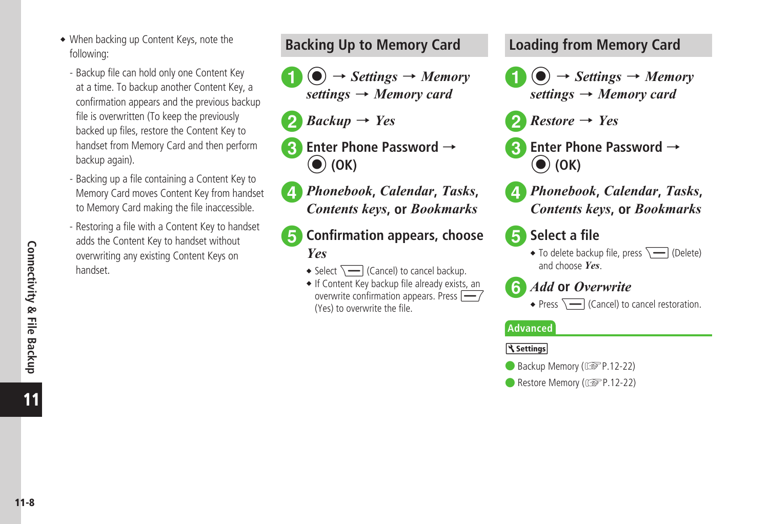- When backing up Content Keys, note the following:
  - Backup file can hold only one Content Key at a time. To backup another Content Key, a confirmation appears and the previous backup file is overwritten (To keep the previously backed up files, restore the Content Key to handset from Memory Card and then perform backup again).
  - Backing up a file containing a Content Key to Memory Card moves Content Key from handset to Memory Card making the file inaccessible.
  - Restoring a file with a Content Key to handset adds the Content Key to handset without overwriting any existing Content Keys on handset.

## Backing Up to Memory Card

1. ● → *Settings* → *Memory settings* → *Memory card*
2. *Backup* → *Yes*
3. Enter Phone Password → ● (OK)
4. *Phonebook*, *Calendar*, *Tasks*, *Contents keys*, or *Bookmarks*
5. Confirmation appears, choose *Yes*
   - Select (Cancel) to cancel backup.
   - If Content Key backup file already exists, an overwrite confirmation appears. Press (Yes) to overwrite the file.

## Loading from Memory Card

1. ● → *Settings* → *Memory settings* → *Memory card*
2. *Restore* → *Yes*
3. Enter Phone Password → ● (OK)
4. *Phonebook*, *Calendar*, *Tasks*, *Contents keys*, or *Bookmarks*
5. Select a file
   - To delete backup file, press (Delete) and choose *Yes*.
6. *Add* or *Overwrite*
   - Press (Cancel) to cancel restoration.

### Advanced

**Settings**

- Backup Memory (☞P.12-22)
- Restore Memory (☞P.12-22)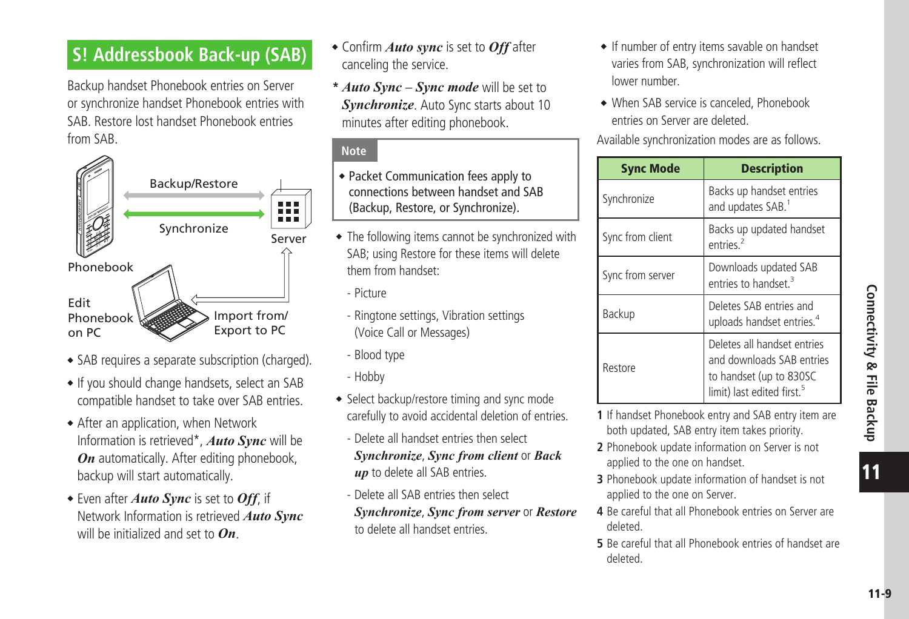## S! Addressbook Back-up (SAB)

Backup handset Phonebook entries on Server or synchronize handset Phonebook entries with SAB. Restore lost handset Phonebook entries from SAB.

Backup/Restore

Synchronize

Server

Phonebook

Edit Phonebook on PC

Import from/ Export to PC

- SAB requires a separate subscription (charged).
- If you should change handsets, select an SAB compatible handset to take over SAB entries.
- After an application, when Network Information is retrieved*, ***Auto Sync*** will be ***On*** automatically. After editing phonebook, backup will start automatically.
- Even after ***Auto Sync*** is set to ***Off***, if Network Information is retrieved ***Auto Sync*** will be initialized and set to ***On***.
- Confirm ***Auto sync*** is set to ***Off*** after canceling the service.

\* ***Auto Sync*** – ***Sync mode*** will be set to ***Synchronize***. Auto Sync starts about 10 minutes after editing phonebook.

**Note**

- Packet Communication fees apply to connections between handset and SAB (Backup, Restore, or Synchronize).

- The following items cannot be synchronized with SAB; using Restore for these items will delete them from handset:
  - Picture
  - Ringtone settings, Vibration settings (Voice Call or Messages)
  - Blood type
  - Hobby
- Select backup/restore timing and sync mode carefully to avoid accidental deletion of entries.
  - Delete all handset entries then select ***Synchronize***, ***Sync from client*** or ***Back up*** to delete all SAB entries.
  - Delete all SAB entries then select ***Synchronize***, ***Sync from server*** or ***Restore*** to delete all handset entries.
- If number of entry items savable on handset varies from SAB, synchronization will reflect lower number.
- When SAB service is canceled, Phonebook entries on Server are deleted.

Available synchronization modes are as follows.

| Sync Mode | Description |
|---|---|
| Synchronize | Backs up handset entries and updates SAB.[1] |
| Sync from client | Backs up updated handset entries.[2] |
| Sync from server | Downloads updated SAB entries to handset.[3] |
| Backup | Deletes SAB entries and uploads handset entries.[4] |
| Restore | Deletes all handset entries and downloads SAB entries to handset (up to 830SC limit) last edited first.[5] |

**1** If handset Phonebook entry and SAB entry item are both updated, SAB entry item takes priority.

**2** Phonebook update information on Server is not applied to the one on handset.

**3** Phonebook update information of handset is not applied to the one on Server.

**4** Be careful that all Phonebook entries on Server are deleted.

**5** Be careful that all Phonebook entries of handset are deleted.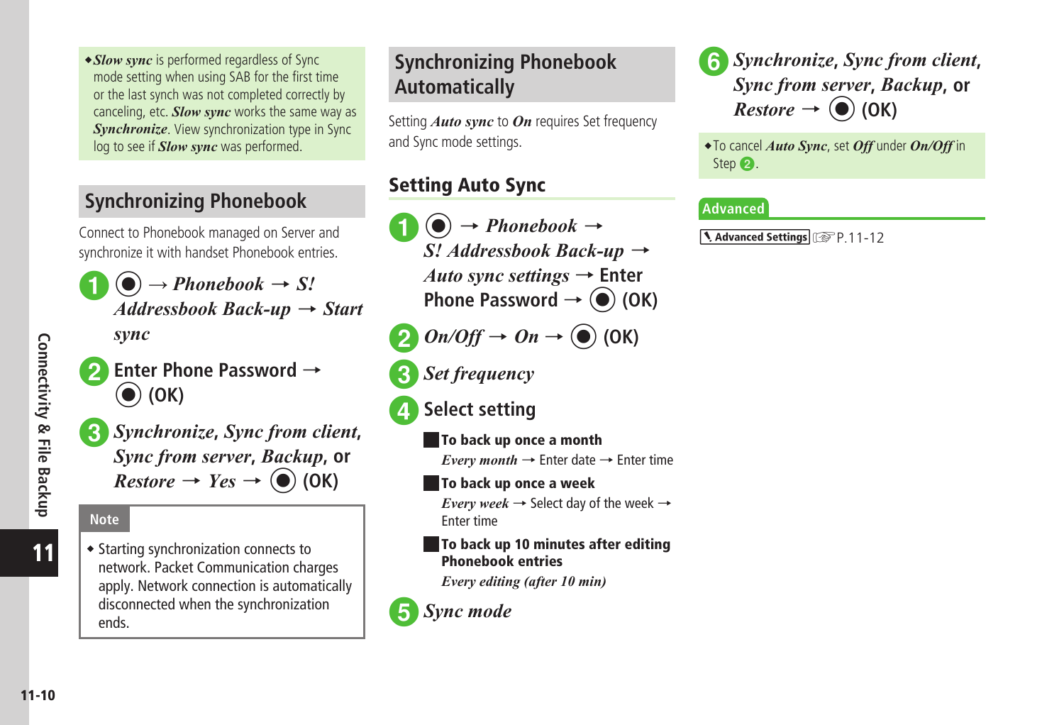- ***Slow sync*** is performed regardless of Sync mode setting when using SAB for the first time or the last synch was not completed correctly by canceling, etc. ***Slow sync*** works the same way as ***Synchronize***. View synchronization type in Sync log to see if ***Slow sync*** was performed.

## Synchronizing Phonebook

Connect to Phonebook managed on Server and synchronize it with handset Phonebook entries.

**1** ● → ***Phonebook*** → ***S! Addressbook Back-up*** → ***Start sync***

**2** **Enter Phone Password** → ● **(OK)**

**3** ***Synchronize***, ***Sync from client***, ***Sync from server***, ***Backup***, **or** ***Restore*** → ***Yes*** → ● **(OK)**

**Note**

- Starting synchronization connects to network. Packet Communication charges apply. Network connection is automatically disconnected when the synchronization ends.

## Synchronizing Phonebook Automatically

Setting ***Auto sync*** to ***On*** requires Set frequency and Sync mode settings.

### Setting Auto Sync

**1** ● → ***Phonebook*** → ***S! Addressbook Back-up*** → ***Auto sync settings*** → **Enter Phone Password** → ● **(OK)**

**2** ***On/Off*** → ***On*** → ● **(OK)**

**3** ***Set frequency***

**4** **Select setting**

**To back up once a month**

***Every month*** → Enter date → Enter time

**To back up once a week**

***Every week*** → Select day of the week → Enter time

**To back up 10 minutes after editing Phonebook entries**

***Every editing (after 10 min)***

**5** ***Sync mode***

**6** ***Synchronize***, ***Sync from client***, ***Sync from server***, ***Backup***, **or** ***Restore*** → ● **(OK)**

- To cancel ***Auto Sync***, set ***Off*** under ***On/Off*** in Step 2.

**Advanced**

Advanced Settings ☞P.11-12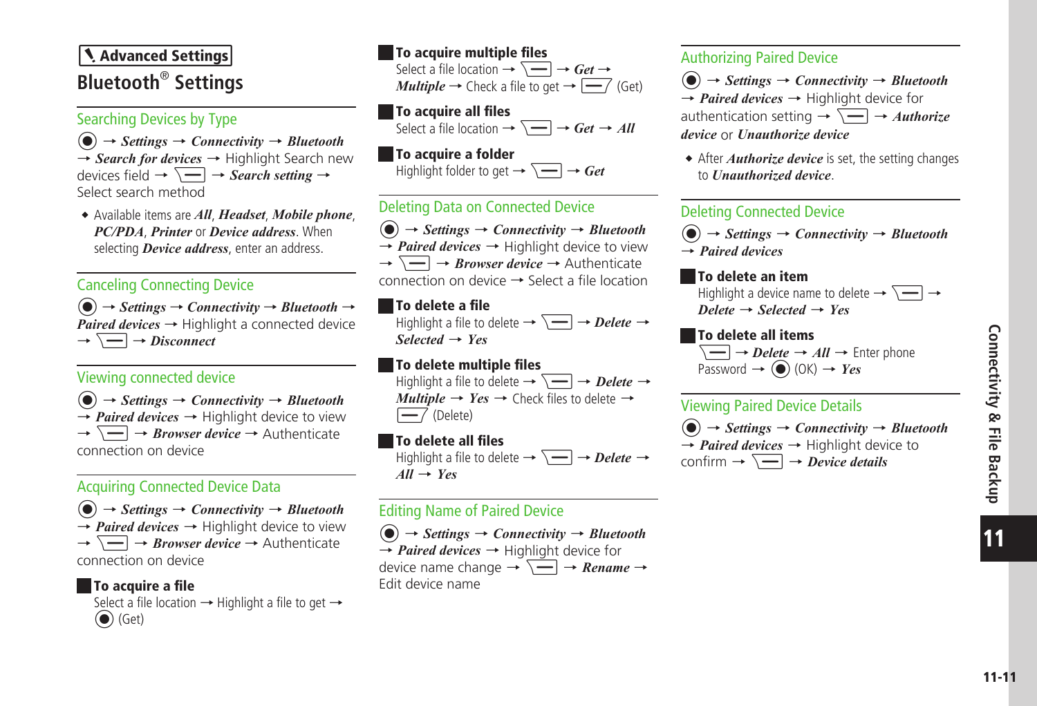**Advanced Settings**

# Bluetooth® Settings

## Searching Devices by Type

● → *Settings* → *Connectivity* → *Bluetooth* → *Search for devices* → Highlight Search new devices field → [menu] → *Search setting* → Select search method

- Available items are *All*, *Headset*, *Mobile phone*, *PC/PDA*, *Printer* or *Device address*. When selecting *Device address*, enter an address.

## Canceling Connecting Device

● → *Settings* → *Connectivity* → *Bluetooth* → *Paired devices* → Highlight a connected device → [menu] → *Disconnect*

## Viewing connected device

● → *Settings* → *Connectivity* → *Bluetooth* → *Paired devices* → Highlight device to view → [menu] → *Browser device* → Authenticate connection on device

## Acquiring Connected Device Data

● → *Settings* → *Connectivity* → *Bluetooth* → *Paired devices* → Highlight device to view → [menu] → *Browser device* → Authenticate connection on device

### To acquire a file

Select a file location → Highlight a file to get → ● (Get)

### To acquire multiple files

Select a file location → [menu] → *Get* → *Multiple* → Check a file to get → [soft key] (Get)

### To acquire all files

Select a file location → [menu] → *Get* → *All*

### To acquire a folder

Highlight folder to get → [menu] → *Get*

## Deleting Data on Connected Device

● → *Settings* → *Connectivity* → *Bluetooth* → *Paired devices* → Highlight device to view → [menu] → *Browser device* → Authenticate connection on device → Select a file location

### To delete a file

Highlight a file to delete → [menu] → *Delete* → *Selected* → *Yes*

### To delete multiple files

Highlight a file to delete → [menu] → *Delete* → *Multiple* → *Yes* → Check files to delete → [soft key] (Delete)

### To delete all files

Highlight a file to delete → [menu] → *Delete* → *All* → *Yes*

## Editing Name of Paired Device

● → *Settings* → *Connectivity* → *Bluetooth* → *Paired devices* → Highlight device for device name change → [menu] → *Rename* → Edit device name

## Authorizing Paired Device

● → *Settings* → *Connectivity* → *Bluetooth* → *Paired devices* → Highlight device for authentication setting → [menu] → *Authorize device* or *Unauthorize device*

- After *Authorize device* is set, the setting changes to *Unauthorized device*.

## Deleting Connected Device

● → *Settings* → *Connectivity* → *Bluetooth* → *Paired devices*

### To delete an item

Highlight a device name to delete → [menu] → *Delete* → *Selected* → *Yes*

### To delete all items

[menu] → *Delete* → *All* → Enter phone Password → ● (OK) → *Yes*

## Viewing Paired Device Details

● → *Settings* → *Connectivity* → *Bluetooth* → *Paired devices* → Highlight device to confirm → [menu] → *Device details*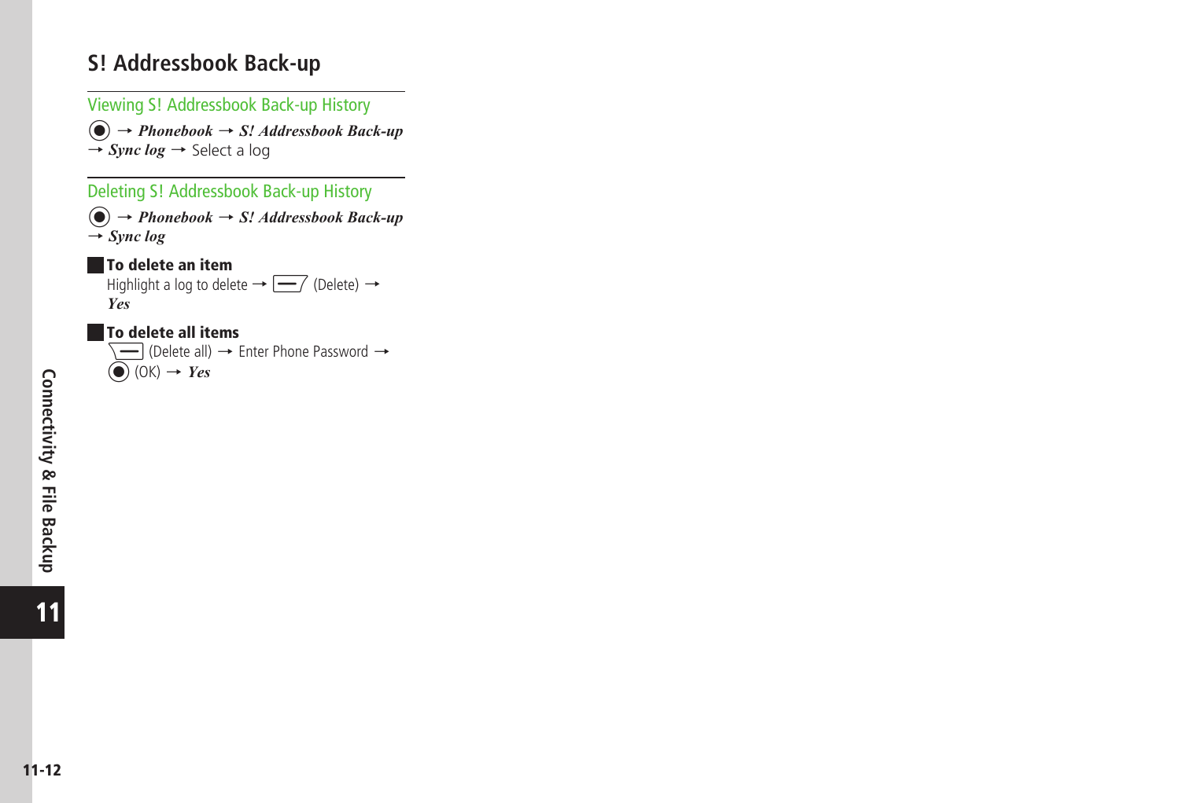# S! Addressbook Back-up

## Viewing S! Addressbook Back-up History

● → ***Phonebook*** → ***S! Addressbook Back-up*** → ***Sync log*** → Select a log

## Deleting S! Addressbook Back-up History

● → ***Phonebook*** → ***S! Addressbook Back-up*** → ***Sync log***

### To delete an item

Highlight a log to delete → [—] (Delete) → ***Yes***

### To delete all items

[—] (Delete all) → Enter Phone Password → ● (OK) → ***Yes***